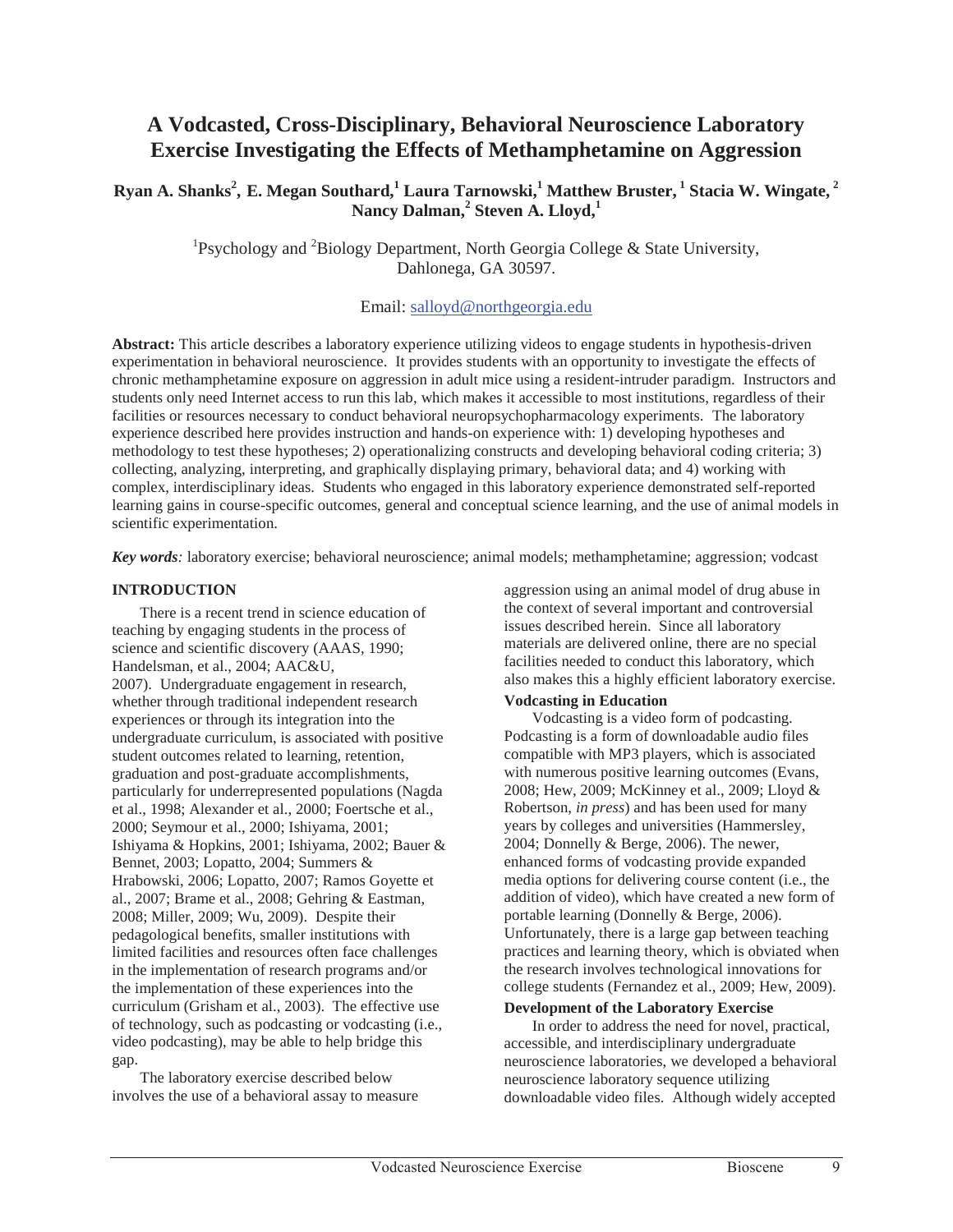# A Vodcasted, Cross-Disciplinary, Behavioral Neuroscience Laboratory Exercise Investigating the Effects of Methamphetamine on Aggression

**Ryan A. Shanks[2], E. Megan Southard,[1] Laura Tarnowski,[1] Matthew Bruster,[1] Stacia W. Wingate,[2] Nancy Dalman,[2] Steven A. Lloyd,[1]**

[1]Psychology and [2]Biology Department, North Georgia College & State University, Dahlonega, GA 30597.

Email: salloyd@northgeorgia.edu

**Abstract:** This article describes a laboratory experience utilizing videos to engage students in hypothesis-driven experimentation in behavioral neuroscience. It provides students with an opportunity to investigate the effects of chronic methamphetamine exposure on aggression in adult mice using a resident-intruder paradigm. Instructors and students only need Internet access to run this lab, which makes it accessible to most institutions, regardless of their facilities or resources necessary to conduct behavioral neuropsychopharmacology experiments. The laboratory experience described here provides instruction and hands-on experience with: 1) developing hypotheses and methodology to test these hypotheses; 2) operationalizing constructs and developing behavioral coding criteria; 3) collecting, analyzing, interpreting, and graphically displaying primary, behavioral data; and 4) working with complex, interdisciplinary ideas. Students who engaged in this laboratory experience demonstrated self-reported learning gains in course-specific outcomes, general and conceptual science learning, and the use of animal models in scientific experimentation.

***Key words**:* laboratory exercise; behavioral neuroscience; animal models; methamphetamine; aggression; vodcast

## INTRODUCTION

There is a recent trend in science education of teaching by engaging students in the process of science and scientific discovery (AAAS, 1990; Handelsman, et al., 2004; AAC&U, 2007). Undergraduate engagement in research, whether through traditional independent research experiences or through its integration into the undergraduate curriculum, is associated with positive student outcomes related to learning, retention, graduation and post-graduate accomplishments, particularly for underrepresented populations (Nagda et al., 1998; Alexander et al., 2000; Foertsche et al., 2000; Seymour et al., 2000; Ishiyama, 2001; Ishiyama & Hopkins, 2001; Ishiyama, 2002; Bauer & Bennet, 2003; Lopatto, 2004; Summers & Hrabowski, 2006; Lopatto, 2007; Ramos Goyette et al., 2007; Brame et al., 2008; Gehring & Eastman, 2008; Miller, 2009; Wu, 2009). Despite their pedagogical benefits, smaller institutions with limited facilities and resources often face challenges in the implementation of research programs and/or the implementation of these experiences into the curriculum (Grisham et al., 2003). The effective use of technology, such as podcasting or vodcasting (i.e., video podcasting), may be able to help bridge this gap.

The laboratory exercise described below involves the use of a behavioral assay to measure aggression using an animal model of drug abuse in the context of several important and controversial issues described herein. Since all laboratory materials are delivered online, there are no special facilities needed to conduct this laboratory, which also makes this a highly efficient laboratory exercise.

### Vodcasting in Education

Vodcasting is a video form of podcasting. Podcasting is a form of downloadable audio files compatible with MP3 players, which is associated with numerous positive learning outcomes (Evans, 2008; Hew, 2009; McKinney et al., 2009; Lloyd & Robertson, *in press*) and has been used for many years by colleges and universities (Hammersley, 2004; Donnelly & Berge, 2006). The newer, enhanced forms of vodcasting provide expanded media options for delivering course content (i.e., the addition of video), which have created a new form of portable learning (Donnelly & Berge, 2006). Unfortunately, there is a large gap between teaching practices and learning theory, which is obviated when the research involves technological innovations for college students (Fernandez et al., 2009; Hew, 2009).

### Development of the Laboratory Exercise

In order to address the need for novel, practical, accessible, and interdisciplinary undergraduate neuroscience laboratories, we developed a behavioral neuroscience laboratory sequence utilizing downloadable video files. Although widely accepted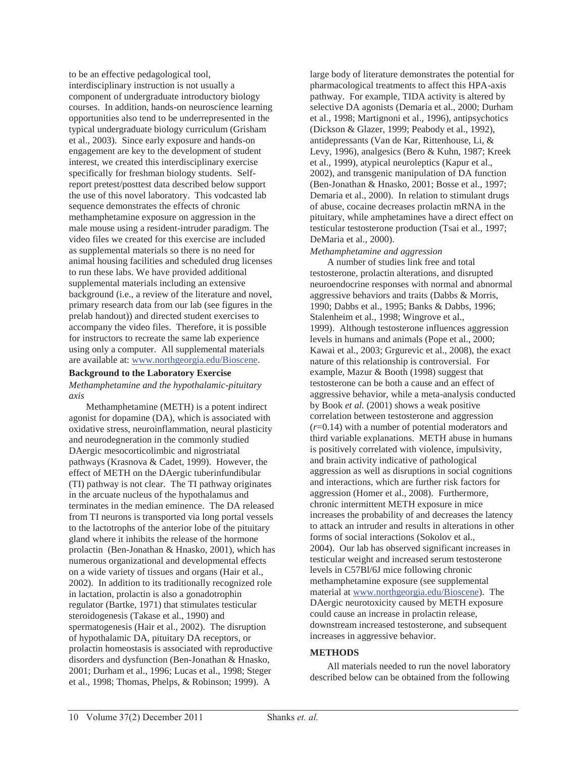to be an effective pedagogical tool, interdisciplinary instruction is not usually a component of undergraduate introductory biology courses. In addition, hands-on neuroscience learning opportunities also tend to be underrepresented in the typical undergraduate biology curriculum (Grisham et al., 2003). Since early exposure and hands-on engagement are key to the development of student interest, we created this interdisciplinary exercise specifically for freshman biology students. Self-report pretest/posttest data described below support the use of this novel laboratory. This vodcasted lab sequence demonstrates the effects of chronic methamphetamine exposure on aggression in the male mouse using a resident-intruder paradigm. The video files we created for this exercise are included as supplemental materials so there is no need for animal housing facilities and scheduled drug licenses to run these labs. We have provided additional supplemental materials including an extensive background (i.e., a review of the literature and novel, primary research data from our lab (see figures in the prelab handout)) and directed student exercises to accompany the video files. Therefore, it is possible for instructors to recreate the same lab experience using only a computer. All supplemental materials are available at: www.northgeorgia.edu/Bioscene.

**Background to the Laboratory Exercise**

*Methamphetamine and the hypothalamic-pituitary axis*

Methamphetamine (METH) is a potent indirect agonist for dopamine (DA), which is associated with oxidative stress, neuroinflammation, neural plasticity and neurodegeneration in the commonly studied DAergic mesocorticolimbic and nigrostriatal pathways (Krasnova & Cadet, 1999). However, the effect of METH on the DAergic tuberinfundibular (TI) pathway is not clear. The TI pathway originates in the arcuate nucleus of the hypothalamus and terminates in the median eminence. The DA released from TI neurons is transported via long portal vessels to the lactotrophs of the anterior lobe of the pituitary gland where it inhibits the release of the hormone prolactin (Ben-Jonathan & Hnasko, 2001), which has numerous organizational and developmental effects on a wide variety of tissues and organs (Hair et al., 2002). In addition to its traditionally recognized role in lactation, prolactin is also a gonadotrophin regulator (Bartke, 1971) that stimulates testicular steroidogenesis (Takase et al., 1990) and spermatogenesis (Hair et al., 2002). The disruption of hypothalamic DA, pituitary DA receptors, or prolactin homeostasis is associated with reproductive disorders and dysfunction (Ben-Jonathan & Hnasko, 2001; Durham et al., 1996; Lucas et al., 1998; Steger et al., 1998; Thomas, Phelps, & Robinson; 1999). A large body of literature demonstrates the potential for pharmacological treatments to affect this HPA-axis pathway. For example, TIDA activity is altered by selective DA agonists (Demaria et al., 2000; Durham et al., 1998; Martignoni et al., 1996), antipsychotics (Dickson & Glazer, 1999; Peabody et al., 1992), antidepressants (Van de Kar, Rittenhouse, Li, & Levy, 1996), analgesics (Bero & Kuhn, 1987; Kreek et al., 1999), atypical neuroleptics (Kapur et al., 2002), and transgenic manipulation of DA function (Ben-Jonathan & Hnasko, 2001; Bosse et al., 1997; Demaria et al., 2000). In relation to stimulant drugs of abuse, cocaine decreases prolactin mRNA in the pituitary, while amphetamines have a direct effect on testicular testosterone production (Tsai et al., 1997; DeMaria et al., 2000).

*Methamphetamine and aggression*

A number of studies link free and total testosterone, prolactin alterations, and disrupted neuroendocrine responses with normal and abnormal aggressive behaviors and traits (Dabbs & Morris, 1990; Dabbs et al., 1995; Banks & Dabbs, 1996; Stalenheim et al., 1998; Wingrove et al., 1999). Although testosterone influences aggression levels in humans and animals (Pope et al., 2000; Kawai et al., 2003; Grgurevic et al., 2008), the exact nature of this relationship is controversial. For example, Mazur & Booth (1998) suggest that testosterone can be both a cause and an effect of aggressive behavior, while a meta-analysis conducted by Book *et al.* (2001) shows a weak positive correlation between testosterone and aggression ($r$=0.14) with a number of potential moderators and third variable explanations. METH abuse in humans is positively correlated with violence, impulsivity, and brain activity indicative of pathological aggression as well as disruptions in social cognitions and interactions, which are further risk factors for aggression (Homer et al., 2008). Furthermore, chronic intermittent METH exposure in mice increases the probability of and decreases the latency to attack an intruder and results in alterations in other forms of social interactions (Sokolov et al., 2004). Our lab has observed significant increases in testicular weight and increased serum testosterone levels in C57Bl/6J mice following chronic methamphetamine exposure (see supplemental material at www.northgeorgia.edu/Bioscene). The DAergic neurotoxicity caused by METH exposure could cause an increase in prolactin release, downstream increased testosterone, and subsequent increases in aggressive behavior.

## METHODS

All materials needed to run the novel laboratory described below can be obtained from the following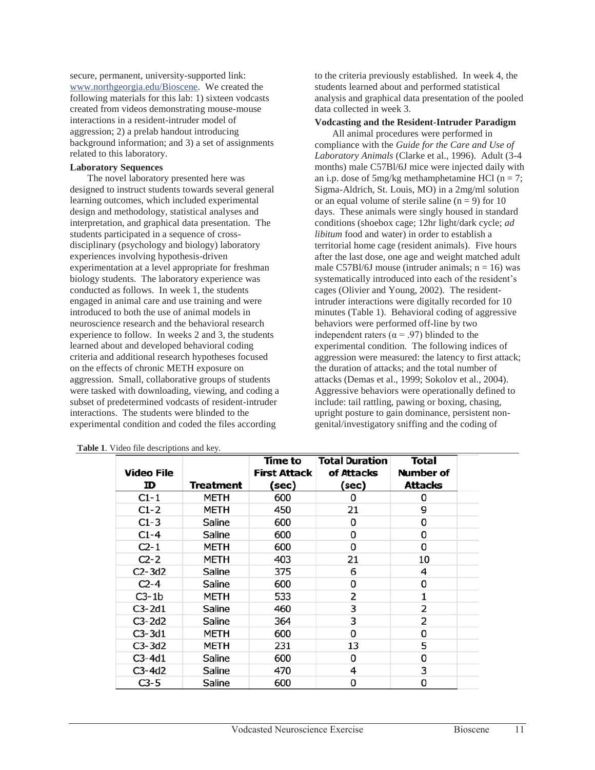secure, permanent, university-supported link: www.northgeorgia.edu/Bioscene. We created the following materials for this lab: 1) sixteen vodcasts created from videos demonstrating mouse-mouse interactions in a resident-intruder model of aggression; 2) a prelab handout introducing background information; and 3) a set of assignments related to this laboratory.

**Laboratory Sequences**

The novel laboratory presented here was designed to instruct students towards several general learning outcomes, which included experimental design and methodology, statistical analyses and interpretation, and graphical data presentation. The students participated in a sequence of cross-disciplinary (psychology and biology) laboratory experiences involving hypothesis-driven experimentation at a level appropriate for freshman biology students. The laboratory experience was conducted as follows. In week 1, the students engaged in animal care and use training and were introduced to both the use of animal models in neuroscience research and the behavioral research experience to follow. In weeks 2 and 3, the students learned about and developed behavioral coding criteria and additional research hypotheses focused on the effects of chronic METH exposure on aggression. Small, collaborative groups of students were tasked with downloading, viewing, and coding a subset of predetermined vodcasts of resident-intruder interactions. The students were blinded to the experimental condition and coded the files according to the criteria previously established. In week 4, the students learned about and performed statistical analysis and graphical data presentation of the pooled data collected in week 3.

**Vodcasting and the Resident-Intruder Paradigm**

All animal procedures were performed in compliance with the *Guide for the Care and Use of Laboratory Animals* (Clarke et al., 1996). Adult (3-4 months) male C57Bl/6J mice were injected daily with an i.p. dose of 5mg/kg methamphetamine HCl ($n = 7$; Sigma-Aldrich, St. Louis, MO) in a 2mg/ml solution or an equal volume of sterile saline ($n = 9$) for 10 days. These animals were singly housed in standard conditions (shoebox cage; 12hr light/dark cycle; *ad libitum* food and water) in order to establish a territorial home cage (resident animals). Five hours after the last dose, one age and weight matched adult male C57Bl/6J mouse (intruder animals; $n = 16$) was systematically introduced into each of the resident's cages (Olivier and Young, 2002). The resident-intruder interactions were digitally recorded for 10 minutes (Table 1). Behavioral coding of aggressive behaviors were performed off-line by two independent raters ($\alpha = .97$) blinded to the experimental condition. The following indices of aggression were measured: the latency to first attack; the duration of attacks; and the total number of attacks (Demas et al., 1999; Sokolov et al., 2004). Aggressive behaviors were operationally defined to include: tail rattling, pawing or boxing, chasing, upright posture to gain dominance, persistent non-genital/investigatory sniffing and the coding of

**Table 1**. Video file descriptions and key.

| Video File ID | Treatment | Time to First Attack (sec) | Total Duration of Attacks (sec) | Total Number of Attacks |
|---|---|---|---|---|
| C1-1 | METH | 600 | 0 | 0 |
| C1-2 | METH | 450 | 21 | 9 |
| C1-3 | Saline | 600 | 0 | 0 |
| C1-4 | Saline | 600 | 0 | 0 |
| C2-1 | METH | 600 | 0 | 0 |
| C2-2 | METH | 403 | 21 | 10 |
| C2-3d2 | Saline | 375 | 6 | 4 |
| C2-4 | Saline | 600 | 0 | 0 |
| C3-1b | METH | 533 | 2 | 1 |
| C3-2d1 | Saline | 460 | 3 | 2 |
| C3-2d2 | Saline | 364 | 3 | 2 |
| C3-3d1 | METH | 600 | 0 | 0 |
| C3-3d2 | METH | 231 | 13 | 5 |
| C3-4d1 | Saline | 600 | 0 | 0 |
| C3-4d2 | Saline | 470 | 4 | 3 |
| C3-5 | Saline | 600 | 0 | 0 |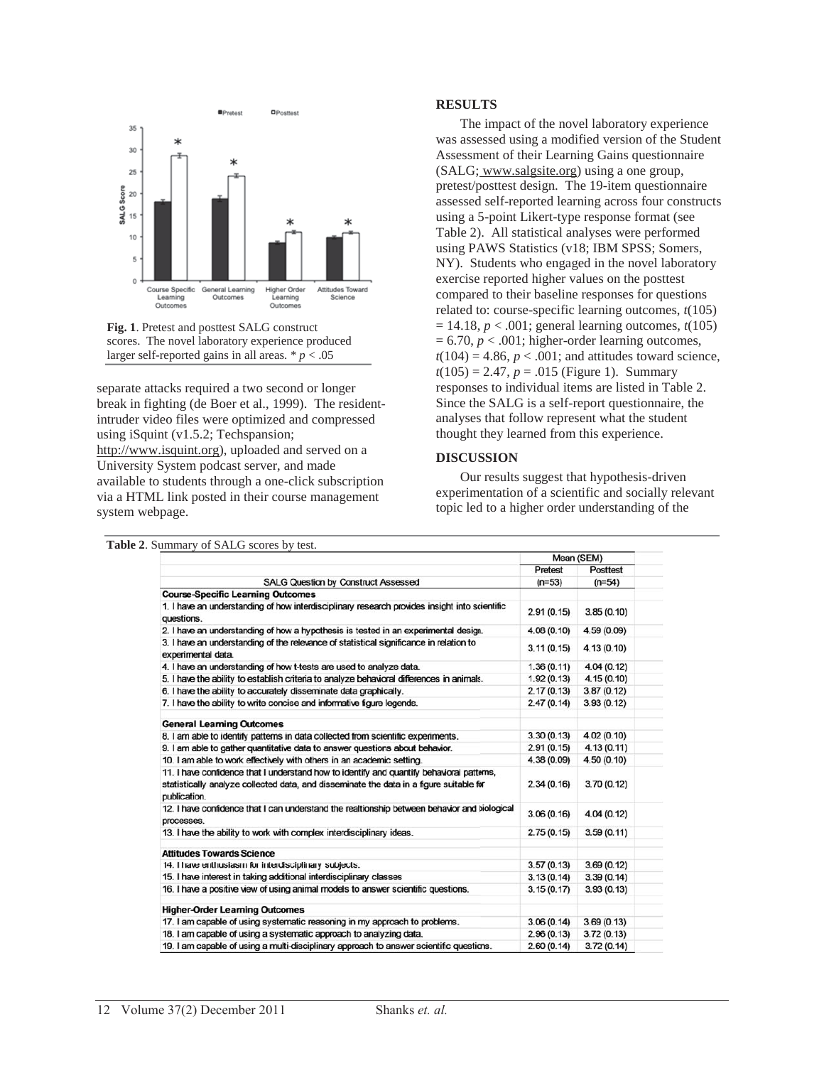Fig. 1. Pretest and posttest SALG construct scores. The novel laboratory experience produced larger self-reported gains in all areas. * $p < .05$

separate attacks required a two second or longer break in fighting (de Boer et al., 1999). The resident-intruder video files were optimized and compressed using iSquint (v1.5.2; Techspansion; http://www.isquint.org), uploaded and served on a University System podcast server, and made available to students through a one-click subscription via a HTML link posted in their course management system webpage.

## RESULTS

The impact of the novel laboratory experience was assessed using a modified version of the Student Assessment of their Learning Gains questionnaire (SALG; www.salgsite.org) using a one group, pretest/posttest design. The 19-item questionnaire assessed self-reported learning across four constructs using a 5-point Likert-type response format (see Table 2). All statistical analyses were performed using PAWS Statistics (v18; IBM SPSS; Somers, NY). Students who engaged in the novel laboratory exercise reported higher values on the posttest compared to their baseline responses for questions related to: course-specific learning outcomes, $t(105) = 14.18$, $p < .001$; general learning outcomes, $t(105) = 6.70$, $p < .001$; higher-order learning outcomes, $t(104) = 4.86$, $p < .001$; and attitudes toward science, $t(105) = 2.47$, $p = .015$ (Figure 1). Summary responses to individual items are listed in Table 2. Since the SALG is a self-report questionnaire, the analyses that follow represent what the student thought they learned from this experience.

## DISCUSSION

Our results suggest that hypothesis-driven experimentation of a scientific and socially relevant topic led to a higher order understanding of the

**Table 2**. Summary of SALG scores by test.

| | Mean (SEM) | |
|---|---|---|
| | Pretest | Posttest |
| SALG Question by Construct Assessed | (n=53) | (n=54) |
| **Course-Specific Learning Outcomes** | | |
| 1. I have an understanding of how interdisciplinary research provides insight into scientific questions. | 2.91 (0.15) | 3.85 (0.10) |
| 2. I have an understanding of how a hypothesis is tested in an experimental design. | 4.08 (0.10) | 4.59 (0.09) |
| 3. I have an understanding of the relevance of statistical significance in relation to experimental data. | 3.11 (0.15) | 4.13 (0.10) |
| 4. I have an understanding of how t-tests are used to analyze data. | 1.36 (0.11) | 4.04 (0.12) |
| 5. I have the ability to establish criteria to analyze behavioral differences in animals. | 1.92 (0.13) | 4.15 (0.10) |
| 6. I have the ability to accurately disseminate data graphically. | 2.17 (0.13) | 3.87 (0.12) |
| 7. I have the ability to write concise and informative figure legends. | 2.47 (0.14) | 3.93 (0.12) |
| **General Learning Outcomes** | | |
| 8. I am able to identify patterns in data collected from scientific experiments. | 3.30 (0.13) | 4.02 (0.10) |
| 9. I am able to gather quantitative data to answer questions about behavior. | 2.91 (0.15) | 4.13 (0.11) |
| 10. I am able to work effectively with others in an academic setting. | 4.38 (0.09) | 4.50 (0.10) |
| 11. I have confidence that I understand how to identify and quantify behavioral patterns, statistically analyze collected data, and disseminate the data in a figure suitable for publication. | 2.34 (0.16) | 3.70 (0.12) |
| 12. I have confidence that I can understand the realtionship between behavior and biological processes. | 3.06 (0.16) | 4.04 (0.12) |
| 13. I have the ability to work with complex interdisciplinary ideas. | 2.75 (0.15) | 3.59 (0.11) |
| **Attitudes Towards Science** | | |
| 14. I have enthusiasm for interdisciplinary subjects. | 3.57 (0.13) | 3.69 (0.12) |
| 15. I have interest in taking additional interdisciplinary classes | 3.13 (0.14) | 3.39 (0.14) |
| 16. I have a positive view of using animal models to answer scientific questions. | 3.15 (0.17) | 3.93 (0.13) |
| **Higher-Order Learning Outcomes** | | |
| 17. I am capable of using systematic reasoning in my approach to problems. | 3.06 (0.14) | 3.69 (0.13) |
| 18. I am capable of using a systematic approach to analyzing data. | 2.96 (0.13) | 3.72 (0.13) |
| 19. I am capable of using a multi-disciplinary approach to answer scientific questions. | 2.60 (0.14) | 3.72 (0.14) |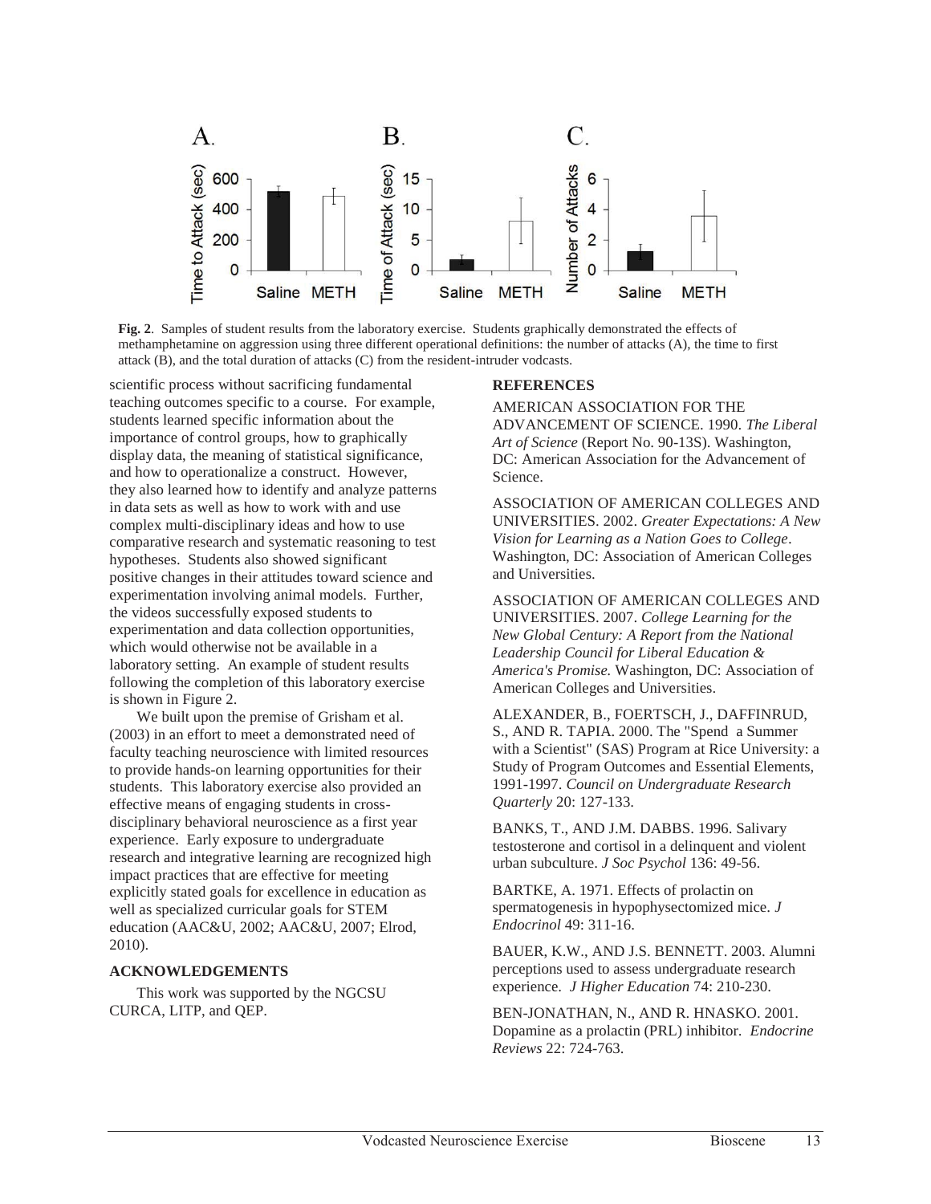**Fig. 2**. Samples of student results from the laboratory exercise. Students graphically demonstrated the effects of methamphetamine on aggression using three different operational definitions: the number of attacks (A), the time to first attack (B), and the total duration of attacks (C) from the resident-intruder vodcasts.

scientific process without sacrificing fundamental teaching outcomes specific to a course. For example, students learned specific information about the importance of control groups, how to graphically display data, the meaning of statistical significance, and how to operationalize a construct. However, they also learned how to identify and analyze patterns in data sets as well as how to work with and use complex multi-disciplinary ideas and how to use comparative research and systematic reasoning to test hypotheses. Students also showed significant positive changes in their attitudes toward science and experimentation involving animal models. Further, the videos successfully exposed students to experimentation and data collection opportunities, which would otherwise not be available in a laboratory setting. An example of student results following the completion of this laboratory exercise is shown in Figure 2.

We built upon the premise of Grisham et al. (2003) in an effort to meet a demonstrated need of faculty teaching neuroscience with limited resources to provide hands-on learning opportunities for their students. This laboratory exercise also provided an effective means of engaging students in cross-disciplinary behavioral neuroscience as a first year experience. Early exposure to undergraduate research and integrative learning are recognized high impact practices that are effective for meeting explicitly stated goals for excellence in education as well as specialized curricular goals for STEM education (AAC&U, 2002; AAC&U, 2007; Elrod, 2010).

## ACKNOWLEDGEMENTS

This work was supported by the NGCSU CURCA, LITP, and QEP.

## REFERENCES

AMERICAN ASSOCIATION FOR THE ADVANCEMENT OF SCIENCE. 1990. *The Liberal Art of Science* (Report No. 90-13S). Washington, DC: American Association for the Advancement of Science.

ASSOCIATION OF AMERICAN COLLEGES AND UNIVERSITIES. 2002. *Greater Expectations: A New Vision for Learning as a Nation Goes to College*. Washington, DC: Association of American Colleges and Universities.

ASSOCIATION OF AMERICAN COLLEGES AND UNIVERSITIES. 2007. *College Learning for the New Global Century: A Report from the National Leadership Council for Liberal Education & America's Promise.* Washington, DC: Association of American Colleges and Universities.

ALEXANDER, B., FOERTSCH, J., DAFFINRUD, S., AND R. TAPIA. 2000. The "Spend a Summer with a Scientist" (SAS) Program at Rice University: a Study of Program Outcomes and Essential Elements, 1991-1997. *Council on Undergraduate Research Quarterly* 20: 127-133.

BANKS, T., AND J.M. DABBS. 1996. Salivary testosterone and cortisol in a delinquent and violent urban subculture. *J Soc Psychol* 136: 49-56.

BARTKE, A. 1971. Effects of prolactin on spermatogenesis in hypophysectomized mice. *J Endocrinol* 49: 311-16.

BAUER, K.W., AND J.S. BENNETT. 2003. Alumni perceptions used to assess undergraduate research experience. *J Higher Education* 74: 210-230.

BEN-JONATHAN, N., AND R. HNASKO. 2001. Dopamine as a prolactin (PRL) inhibitor. *Endocrine Reviews* 22: 724-763.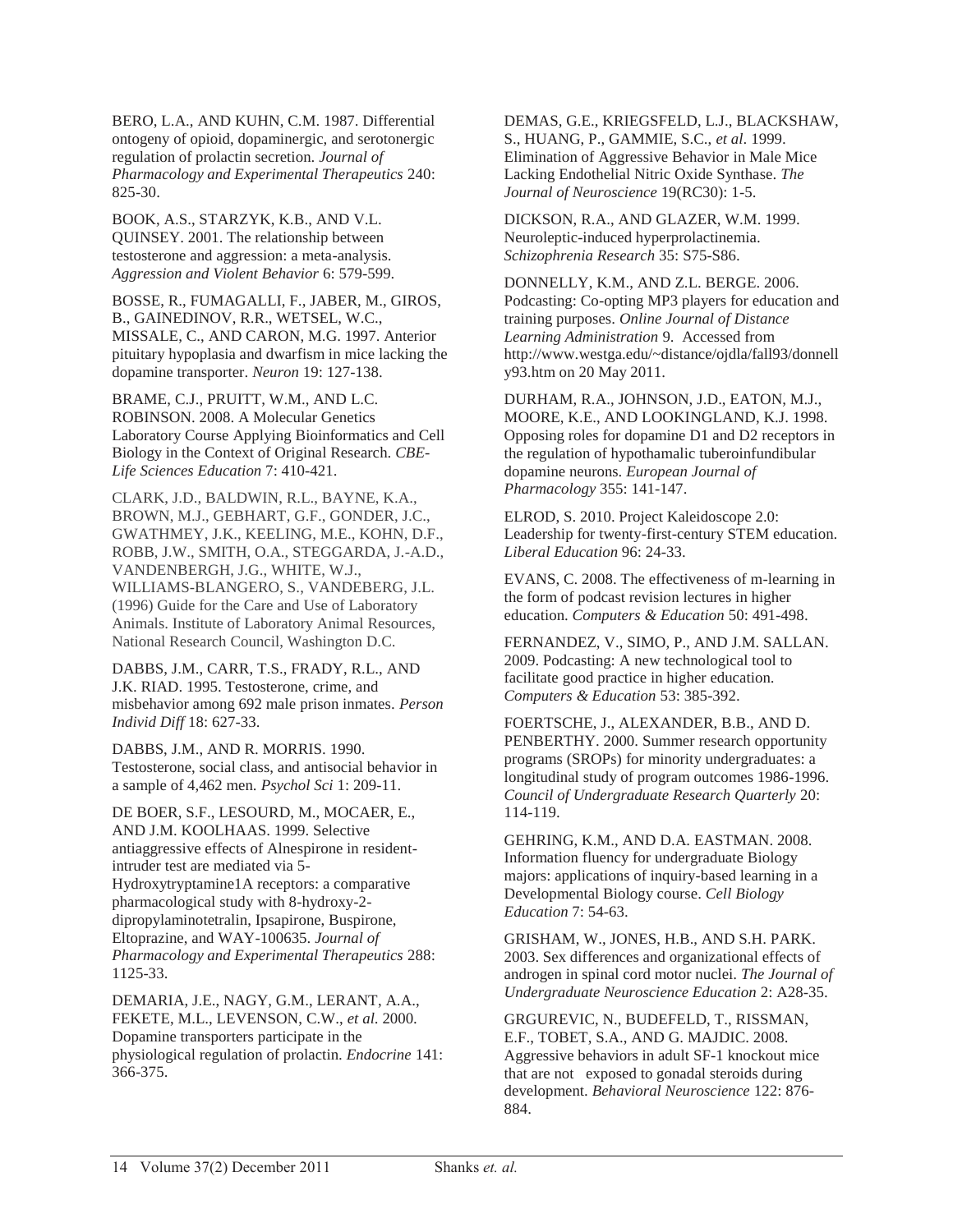BERO, L.A., AND KUHN, C.M. 1987. Differential ontogeny of opioid, dopaminergic, and serotonergic regulation of prolactin secretion. *Journal of Pharmacology and Experimental Therapeutics* 240: 825-30.

BOOK, A.S., STARZYK, K.B., AND V.L. QUINSEY. 2001. The relationship between testosterone and aggression: a meta-analysis. *Aggression and Violent Behavior* 6: 579-599.

BOSSE, R., FUMAGALLI, F., JABER, M., GIROS, B., GAINEDINOV, R.R., WETSEL, W.C., MISSALE, C., AND CARON, M.G. 1997. Anterior pituitary hypoplasia and dwarfism in mice lacking the dopamine transporter. *Neuron* 19: 127-138.

BRAME, C.J., PRUITT, W.M., AND L.C. ROBINSON. 2008. A Molecular Genetics Laboratory Course Applying Bioinformatics and Cell Biology in the Context of Original Research. *CBE-Life Sciences Education* 7: 410-421.

CLARK, J.D., BALDWIN, R.L., BAYNE, K.A., BROWN, M.J., GEBHART, G.F., GONDER, J.C., GWATHMEY, J.K., KEELING, M.E., KOHN, D.F., ROBB, J.W., SMITH, O.A., STEGGARDA, J.-A.D., VANDENBERGH, J.G., WHITE, W.J., WILLIAMS-BLANGERO, S., VANDEBERG, J.L. (1996) Guide for the Care and Use of Laboratory Animals. Institute of Laboratory Animal Resources, National Research Council, Washington D.C.

DABBS, J.M., CARR, T.S., FRADY, R.L., AND J.K. RIAD. 1995. Testosterone, crime, and misbehavior among 692 male prison inmates. *Person Individ Diff* 18: 627-33.

DABBS, J.M., AND R. MORRIS. 1990. Testosterone, social class, and antisocial behavior in a sample of 4,462 men. *Psychol Sci* 1: 209-11.

DE BOER, S.F., LESOURD, M., MOCAER, E., AND J.M. KOOLHAAS. 1999. Selective antiaggressive effects of Alnespirone in resident-intruder test are mediated via 5-Hydroxytryptamine1A receptors: a comparative pharmacological study with 8-hydroxy-2-dipropylaminotetralin, Ipsapirone, Buspirone, Eltoprazine, and WAY-100635. *Journal of Pharmacology and Experimental Therapeutics* 288: 1125-33.

DEMARIA, J.E., NAGY, G.M., LERANT, A.A., FEKETE, M.L., LEVENSON, C.W., *et al*. 2000. Dopamine transporters participate in the physiological regulation of prolactin. *Endocrine* 141: 366-375.

DEMAS, G.E., KRIEGSFELD, L.J., BLACKSHAW, S., HUANG, P., GAMMIE, S.C., *et al*. 1999. Elimination of Aggressive Behavior in Male Mice Lacking Endothelial Nitric Oxide Synthase. *The Journal of Neuroscience* 19(RC30): 1-5.

DICKSON, R.A., AND GLAZER, W.M. 1999. Neuroleptic-induced hyperprolactinemia. *Schizophrenia Research* 35: S75-S86.

DONNELLY, K.M., AND Z.L. BERGE. 2006. Podcasting: Co-opting MP3 players for education and training purposes. *Online Journal of Distance Learning Administration* 9. Accessed from http://www.westga.edu/~distance/ojdla/fall93/donnelly93.htm on 20 May 2011.

DURHAM, R.A., JOHNSON, J.D., EATON, M.J., MOORE, K.E., AND LOOKINGLAND, K.J. 1998. Opposing roles for dopamine D1 and D2 receptors in the regulation of hypothamalic tuberoinfundibular dopamine neurons. *European Journal of Pharmacology* 355: 141-147.

ELROD, S. 2010. Project Kaleidoscope 2.0: Leadership for twenty-first-century STEM education. *Liberal Education* 96: 24-33.

EVANS, C. 2008. The effectiveness of m-learning in the form of podcast revision lectures in higher education. *Computers & Education* 50: 491-498.

FERNANDEZ, V., SIMO, P., AND J.M. SALLAN. 2009. Podcasting: A new technological tool to facilitate good practice in higher education. *Computers & Education* 53: 385-392.

FOERTSCHE, J., ALEXANDER, B.B., AND D. PENBERTHY. 2000. Summer research opportunity programs (SROPs) for minority undergraduates: a longitudinal study of program outcomes 1986-1996. *Council of Undergraduate Research Quarterly* 20: 114-119.

GEHRING, K.M., AND D.A. EASTMAN. 2008. Information fluency for undergraduate Biology majors: applications of inquiry-based learning in a Developmental Biology course. *Cell Biology Education* 7: 54-63.

GRISHAM, W., JONES, H.B., AND S.H. PARK. 2003. Sex differences and organizational effects of androgen in spinal cord motor nuclei. *The Journal of Undergraduate Neuroscience Education* 2: A28-35.

GRGUREVIC, N., BUDEFELD, T., RISSMAN, E.F., TOBET, S.A., AND G. MAJDIC. 2008. Aggressive behaviors in adult SF-1 knockout mice that are not exposed to gonadal steroids during development. *Behavioral Neuroscience* 122: 876-884.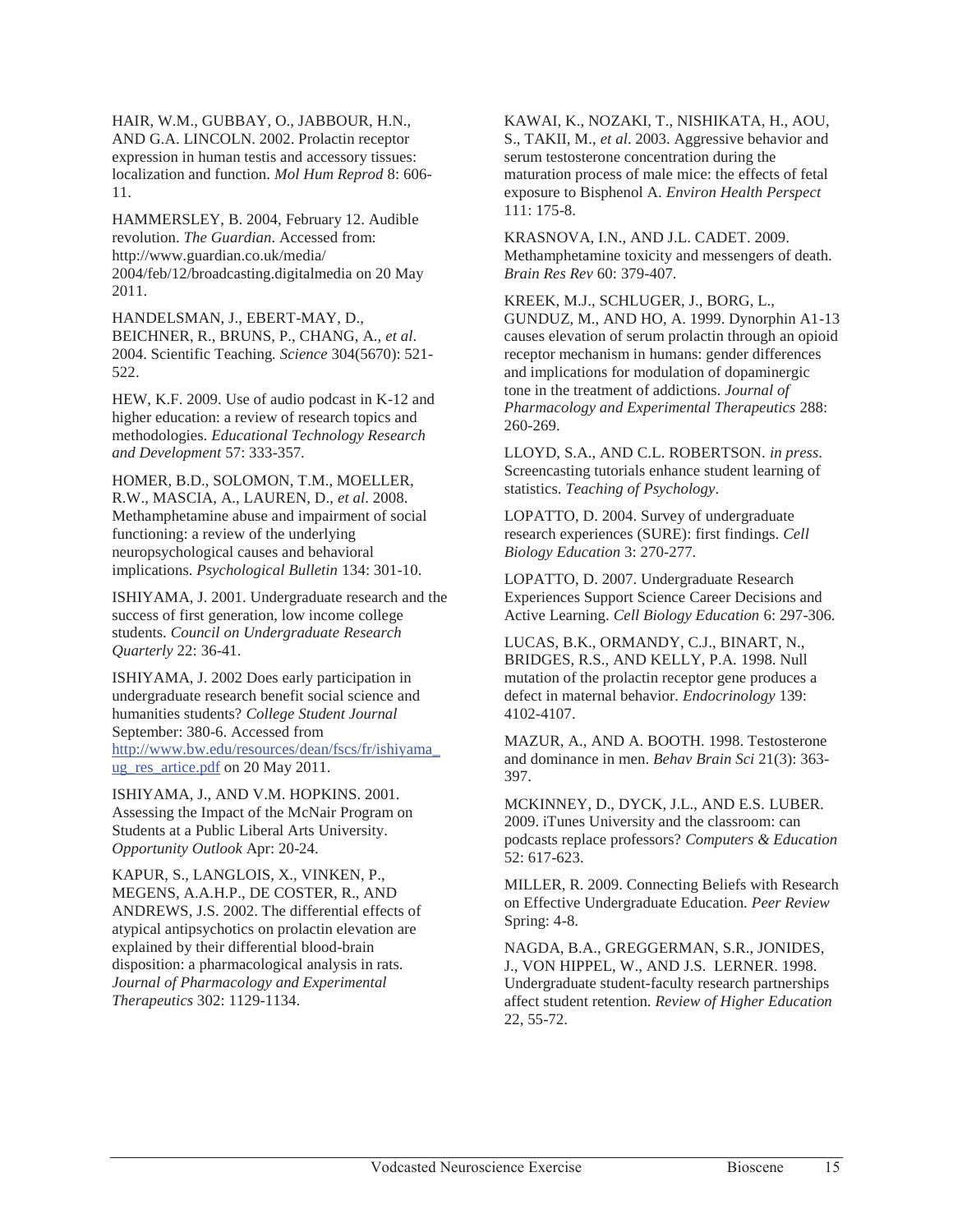HAIR, W.M., GUBBAY, O., JABBOUR, H.N., AND G.A. LINCOLN. 2002. Prolactin receptor expression in human testis and accessory tissues: localization and function. *Mol Hum Reprod* 8: 606-11.

HAMMERSLEY, B. 2004, February 12. Audible revolution. *The Guardian*. Accessed from: http://www.guardian.co.uk/media/2004/feb/12/broadcasting.digitalmedia on 20 May 2011.

HANDELSMAN, J., EBERT-MAY, D., BEICHNER, R., BRUNS, P., CHANG, A., *et al*. 2004. Scientific Teaching. *Science* 304(5670): 521-522.

HEW, K.F. 2009. Use of audio podcast in K-12 and higher education: a review of research topics and methodologies. *Educational Technology Research and Development* 57: 333-357.

HOMER, B.D., SOLOMON, T.M., MOELLER, R.W., MASCIA, A., LAUREN, D., *et al*. 2008. Methamphetamine abuse and impairment of social functioning: a review of the underlying neuropsychological causes and behavioral implications. *Psychological Bulletin* 134: 301-10.

ISHIYAMA, J. 2001. Undergraduate research and the success of first generation, low income college students. *Council on Undergraduate Research Quarterly* 22: 36-41.

ISHIYAMA, J. 2002 Does early participation in undergraduate research benefit social science and humanities students? *College Student Journal* September: 380-6. Accessed from http://www.bw.edu/resources/dean/fscs/fr/ishiyama_ug_res_artice.pdf on 20 May 2011.

ISHIYAMA, J., AND V.M. HOPKINS. 2001. Assessing the Impact of the McNair Program on Students at a Public Liberal Arts University. *Opportunity Outlook* Apr: 20-24.

KAPUR, S., LANGLOIS, X., VINKEN, P., MEGENS, A.A.H.P., DE COSTER, R., AND ANDREWS, J.S. 2002. The differential effects of atypical antipsychotics on prolactin elevation are explained by their differential blood-brain disposition: a pharmacological analysis in rats. *Journal of Pharmacology and Experimental Therapeutics* 302: 1129-1134.

KAWAI, K., NOZAKI, T., NISHIKATA, H., AOU, S., TAKII, M., *et al*. 2003. Aggressive behavior and serum testosterone concentration during the maturation process of male mice: the effects of fetal exposure to Bisphenol A. *Environ Health Perspect* 111: 175-8.

KRASNOVA, I.N., AND J.L. CADET. 2009. Methamphetamine toxicity and messengers of death. *Brain Res Rev* 60: 379-407.

KREEK, M.J., SCHLUGER, J., BORG, L., GUNDUZ, M., AND HO, A. 1999. Dynorphin A1-13 causes elevation of serum prolactin through an opioid receptor mechanism in humans: gender differences and implications for modulation of dopaminergic tone in the treatment of addictions. *Journal of Pharmacology and Experimental Therapeutics* 288: 260-269.

LLOYD, S.A., AND C.L. ROBERTSON. *in press*. Screencasting tutorials enhance student learning of statistics. *Teaching of Psychology*.

LOPATTO, D. 2004. Survey of undergraduate research experiences (SURE): first findings. *Cell Biology Education* 3: 270-277.

LOPATTO, D. 2007. Undergraduate Research Experiences Support Science Career Decisions and Active Learning. *Cell Biology Education* 6: 297-306.

LUCAS, B.K., ORMANDY, C.J., BINART, N., BRIDGES, R.S., AND KELLY, P.A. 1998. Null mutation of the prolactin receptor gene produces a defect in maternal behavior. *Endocrinology* 139: 4102-4107.

MAZUR, A., AND A. BOOTH. 1998. Testosterone and dominance in men. *Behav Brain Sci* 21(3): 363-397.

MCKINNEY, D., DYCK, J.L., AND E.S. LUBER. 2009. iTunes University and the classroom: can podcasts replace professors? *Computers & Education* 52: 617-623.

MILLER, R. 2009. Connecting Beliefs with Research on Effective Undergraduate Education. *Peer Review* Spring: 4-8.

NAGDA, B.A., GREGGERMAN, S.R., JONIDES, J., VON HIPPEL, W., AND J.S. LERNER. 1998. Undergraduate student-faculty research partnerships affect student retention. *Review of Higher Education* 22, 55-72.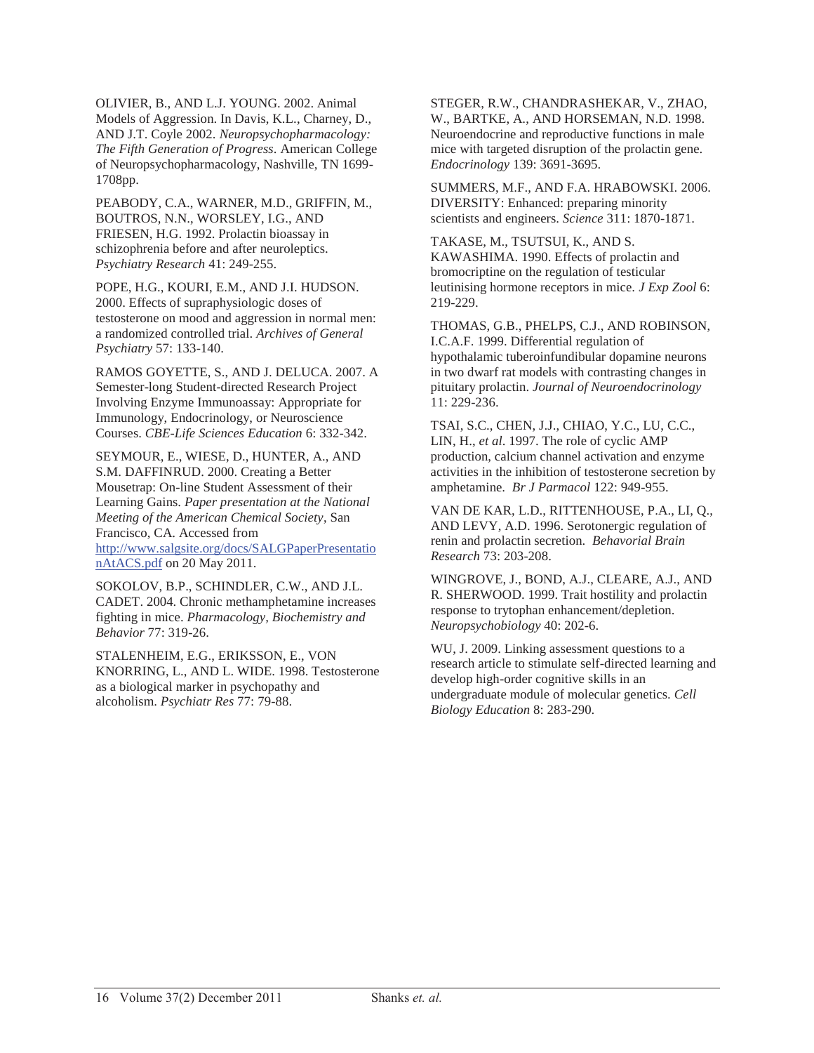OLIVIER, B., AND L.J. YOUNG. 2002. Animal Models of Aggression. In Davis, K.L., Charney, D., AND J.T. Coyle 2002. *Neuropsychopharmacology: The Fifth Generation of Progress*. American College of Neuropsychopharmacology, Nashville, TN 1699-1708pp.

PEABODY, C.A., WARNER, M.D., GRIFFIN, M., BOUTROS, N.N., WORSLEY, I.G., AND FRIESEN, H.G. 1992. Prolactin bioassay in schizophrenia before and after neuroleptics. *Psychiatry Research* 41: 249-255.

POPE, H.G., KOURI, E.M., AND J.I. HUDSON. 2000. Effects of supraphysiologic doses of testosterone on mood and aggression in normal men: a randomized controlled trial. *Archives of General Psychiatry* 57: 133-140.

RAMOS GOYETTE, S., AND J. DELUCA. 2007. A Semester-long Student-directed Research Project Involving Enzyme Immunoassay: Appropriate for Immunology, Endocrinology, or Neuroscience Courses. *CBE-Life Sciences Education* 6: 332-342.

SEYMOUR, E., WIESE, D., HUNTER, A., AND S.M. DAFFINRUD. 2000. Creating a Better Mousetrap: On-line Student Assessment of their Learning Gains. *Paper presentation at the National Meeting of the American Chemical Society*, San Francisco, CA. Accessed from http://www.salgsite.org/docs/SALGPaperPresentationAtACS.pdf on 20 May 2011.

SOKOLOV, B.P., SCHINDLER, C.W., AND J.L. CADET. 2004. Chronic methamphetamine increases fighting in mice. *Pharmacology, Biochemistry and Behavior* 77: 319-26.

STALENHEIM, E.G., ERIKSSON, E., VON KNORRING, L., AND L. WIDE. 1998. Testosterone as a biological marker in psychopathy and alcoholism. *Psychiatr Res* 77: 79-88.

STEGER, R.W., CHANDRASHEKAR, V., ZHAO, W., BARTKE, A., AND HORSEMAN, N.D. 1998. Neuroendocrine and reproductive functions in male mice with targeted disruption of the prolactin gene. *Endocrinology* 139: 3691-3695.

SUMMERS, M.F., AND F.A. HRABOWSKI. 2006. DIVERSITY: Enhanced: preparing minority scientists and engineers. *Science* 311: 1870-1871.

TAKASE, M., TSUTSUI, K., AND S. KAWASHIMA. 1990. Effects of prolactin and bromocriptine on the regulation of testicular leutinising hormone receptors in mice. *J Exp Zool* 6: 219-229.

THOMAS, G.B., PHELPS, C.J., AND ROBINSON, I.C.A.F. 1999. Differential regulation of hypothalamic tuberoinfundibular dopamine neurons in two dwarf rat models with contrasting changes in pituitary prolactin. *Journal of Neuroendocrinology* 11: 229-236.

TSAI, S.C., CHEN, J.J., CHIAO, Y.C., LU, C.C., LIN, H., *et al*. 1997. The role of cyclic AMP production, calcium channel activation and enzyme activities in the inhibition of testosterone secretion by amphetamine. *Br J Parmacol* 122: 949-955.

VAN DE KAR, L.D., RITTENHOUSE, P.A., LI, Q., AND LEVY, A.D. 1996. Serotonergic regulation of renin and prolactin secretion. *Behavorial Brain Research* 73: 203-208.

WINGROVE, J., BOND, A.J., CLEARE, A.J., AND R. SHERWOOD. 1999. Trait hostility and prolactin response to trytophan enhancement/depletion. *Neuropsychobiology* 40: 202-6.

WU, J. 2009. Linking assessment questions to a research article to stimulate self-directed learning and develop high-order cognitive skills in an undergraduate module of molecular genetics. *Cell Biology Education* 8: 283-290.